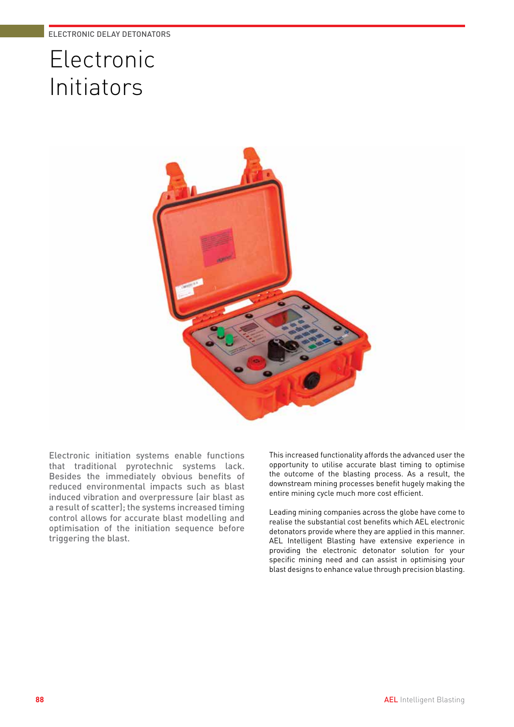ELECTRONIC DELAY DETONATORS

# Electronic Initiators

Electronic initiation systems enable functions that traditional pyrotechnic systems lack. Besides the immediately obvious benefits of reduced environmental impacts such as blast induced vibration and overpressure (air blast as a result of scatter); the systems increased timing control allows for accurate blast modelling and optimisation of the initiation sequence before triggering the blast.

This increased functionality affords the advanced user the opportunity to utilise accurate blast timing to optimise the outcome of the blasting process. As a result, the downstream mining processes benefit hugely making the entire mining cycle much more cost efficient.

Leading mining companies across the globe have come to realise the substantial cost benefits which AEL electronic detonators provide where they are applied in this manner. AEL Intelligent Blasting have extensive experience in providing the electronic detonator solution for your specific mining need and can assist in optimising your blast designs to enhance value through precision blasting.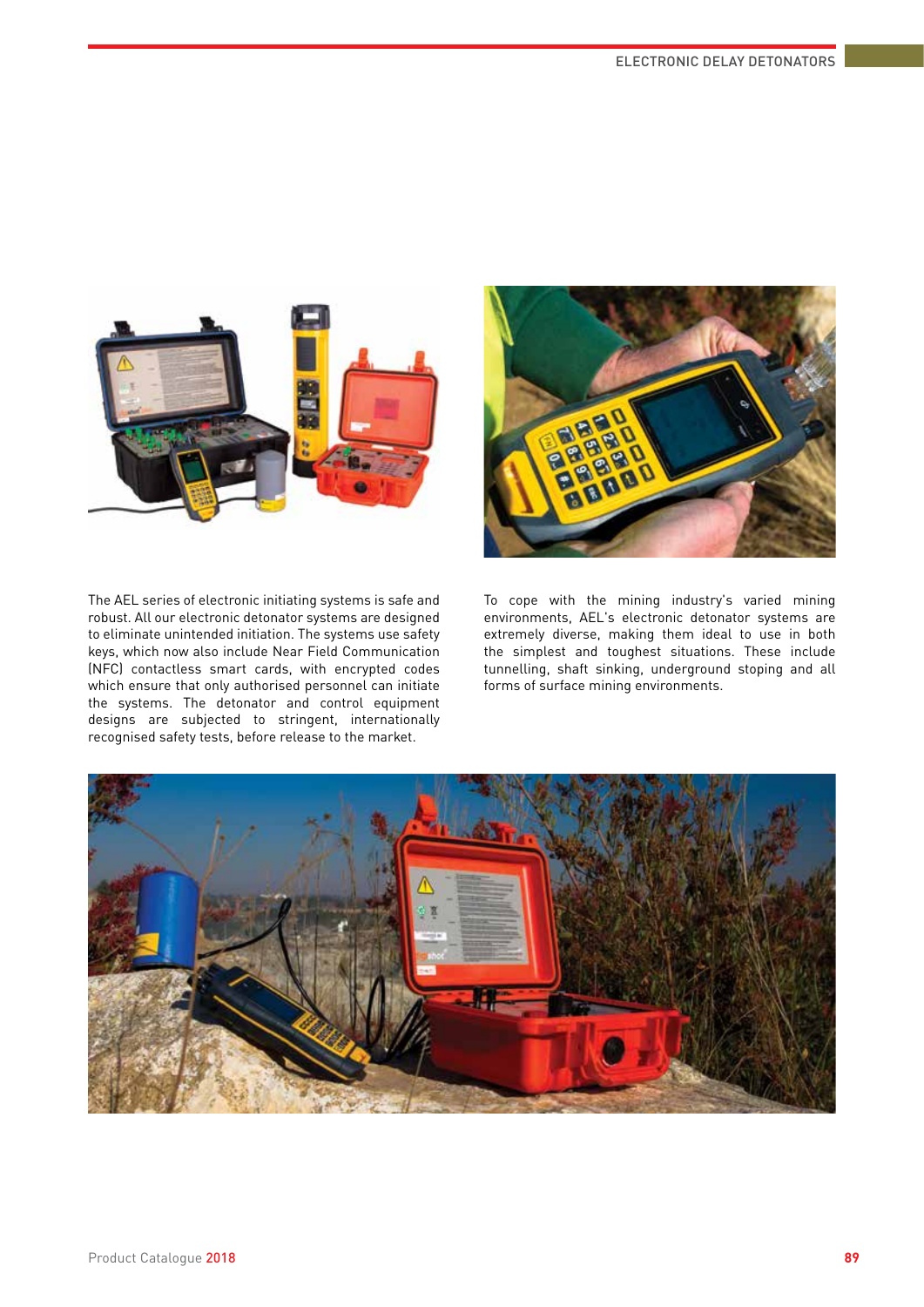The AEL series of electronic initiating systems is safe and robust. All our electronic detonator systems are designed to eliminate unintended initiation. The systems use safety keys, which now also include Near Field Communication (NFC) contactless smart cards, with encrypted codes which ensure that only authorised personnel can initiate the systems. The detonator and control equipment designs are subjected to stringent, internationally recognised safety tests, before release to the market.

To cope with the mining industry's varied mining environments, AEL's electronic detonator systems are extremely diverse, making them ideal to use in both the simplest and toughest situations. These include tunnelling, shaft sinking, underground stoping and all forms of surface mining environments.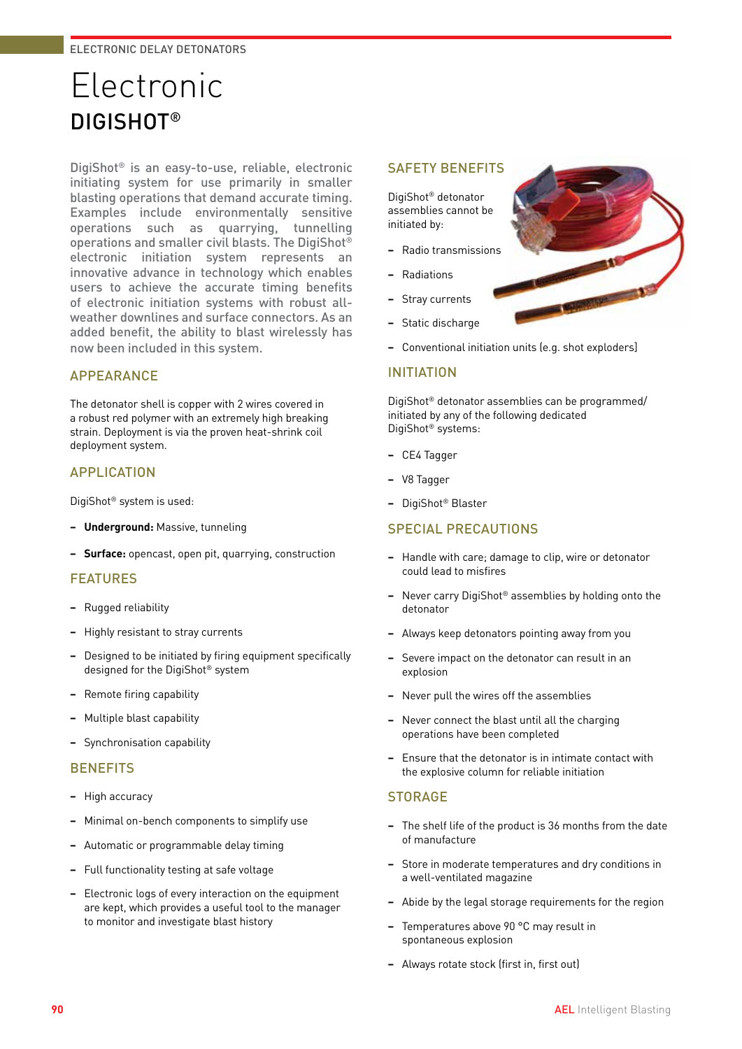ELECTRONIC DELAY DETONATORS

# Electronic

## DIGISHOT®

DigiShot® is an easy-to-use, reliable, electronic initiating system for use primarily in smaller blasting operations that demand accurate timing. Examples include environmentally sensitive operations such as quarrying, tunnelling operations and smaller civil blasts. The DigiShot® electronic initiation system represents an innovative advance in technology which enables users to achieve the accurate timing benefits of electronic initiation systems with robust all-weather downlines and surface connectors. As an added benefit, the ability to blast wirelessly has now been included in this system.

### APPEARANCE

The detonator shell is copper with 2 wires covered in a robust red polymer with an extremely high breaking strain. Deployment is via the proven heat-shrink coil deployment system.

### APPLICATION

DigiShot® system is used:

- **Underground:** Massive, tunneling
- **Surface:** opencast, open pit, quarrying, construction

### FEATURES

- Rugged reliability
- Highly resistant to stray currents
- Designed to be initiated by firing equipment specifically designed for the DigiShot® system
- Remote firing capability
- Multiple blast capability
- Synchronisation capability

### BENEFITS

- High accuracy
- Minimal on-bench components to simplify use
- Automatic or programmable delay timing
- Full functionality testing at safe voltage
- Electronic logs of every interaction on the equipment are kept, which provides a useful tool to the manager to monitor and investigate blast history

### SAFETY BENEFITS

DigiShot® detonator assemblies cannot be initiated by:

- Radio transmissions
- Radiations
- Stray currents
- Static discharge
- Conventional initiation units (e.g. shot exploders)

### INITIATION

DigiShot® detonator assemblies can be programmed/ initiated by any of the following dedicated DigiShot® systems:

- CE4 Tagger
- V8 Tagger
- DigiShot® Blaster

### SPECIAL PRECAUTIONS

- Handle with care; damage to clip, wire or detonator could lead to misfires
- Never carry DigiShot® assemblies by holding onto the detonator
- Always keep detonators pointing away from you
- Severe impact on the detonator can result in an explosion
- Never pull the wires off the assemblies
- Never connect the blast until all the charging operations have been completed
- Ensure that the detonator is in intimate contact with the explosive column for reliable initiation

### STORAGE

- The shelf life of the product is 36 months from the date of manufacture
- Store in moderate temperatures and dry conditions in a well-ventilated magazine
- Abide by the legal storage requirements for the region
- Temperatures above 90 °C may result in spontaneous explosion
- Always rotate stock (first in, first out)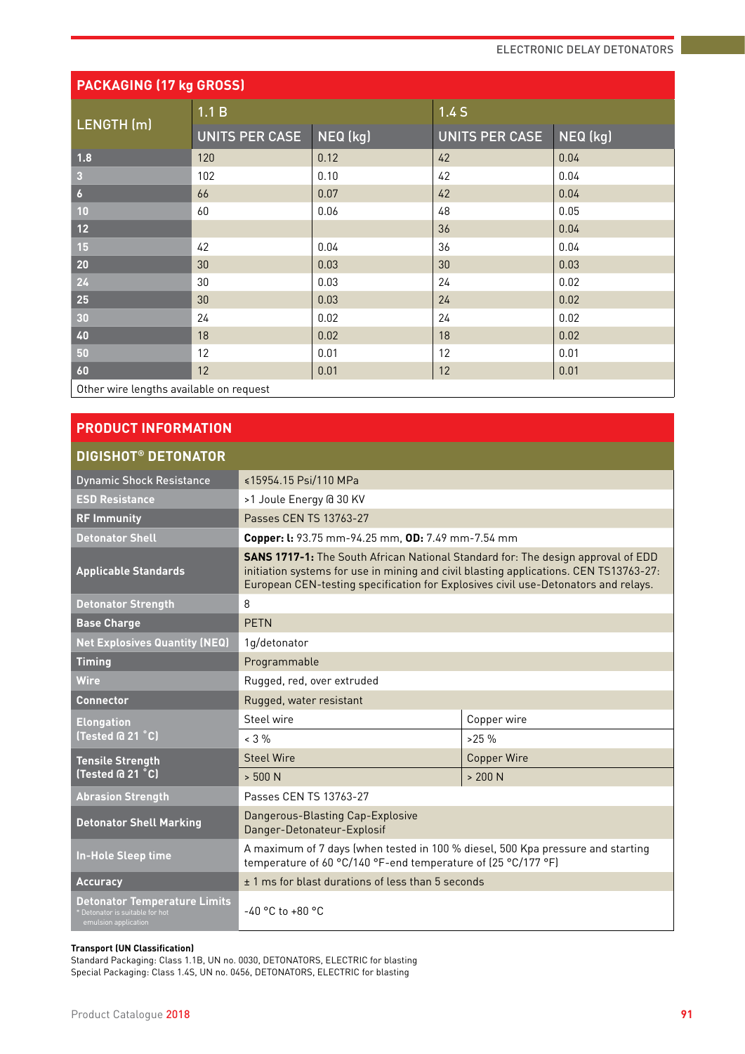## PACKAGING (17 kg GROSS)

| LENGTH (m) | 1.1 B | | 1.4 S | |
|---|---|---|---|---|
| | UNITS PER CASE | NEQ (kg) | UNITS PER CASE | NEQ (kg) |
| 1.8 | 120 | 0.12 | 42 | 0.04 |
| 3 | 102 | 0.10 | 42 | 0.04 |
| 6 | 66 | 0.07 | 42 | 0.04 |
| 10 | 60 | 0.06 | 48 | 0.05 |
| 12 | | | 36 | 0.04 |
| 15 | 42 | 0.04 | 36 | 0.04 |
| 20 | 30 | 0.03 | 30 | 0.03 |
| 24 | 30 | 0.03 | 24 | 0.02 |
| 25 | 30 | 0.03 | 24 | 0.02 |
| 30 | 24 | 0.02 | 24 | 0.02 |
| 40 | 18 | 0.02 | 18 | 0.02 |
| 50 | 12 | 0.01 | 12 | 0.01 |
| 60 | 12 | 0.01 | 12 | 0.01 |
| Other wire lengths available on request | | | | |

## PRODUCT INFORMATION

### DIGISHOT® DETONATOR

| | | |
|---|---|---|
| Dynamic Shock Resistance | ≤15954.15 Psi/110 MPa | |
| ESD Resistance | >1 Joule Energy @ 30 KV | |
| RF Immunity | Passes CEN TS 13763-27 | |
| Detonator Shell | **Copper: l:** 93.75 mm-94.25 mm, **OD:** 7.49 mm-7.54 mm | |
| Applicable Standards | **SANS 1717-1:** The South African National Standard for: The design approval of EDD initiation systems for use in mining and civil blasting applications. CEN TS13763-27: European CEN-testing specification for Explosives civil use-Detonators and relays. | |
| Detonator Strength | 8 | |
| Base Charge | PETN | |
| Net Explosives Quantity (NEQ) | 1g/detonator | |
| Timing | Programmable | |
| Wire | Rugged, red, over extruded | |
| Connector | Rugged, water resistant | |
| Elongation (Tested @ 21 °C) | Steel wire | Copper wire |
| | < 3 % | >25 % |
| Tensile Strength (Tested @ 21 °C) | Steel Wire | Copper Wire |
| | > 500 N | > 200 N |
| Abrasion Strength | Passes CEN TS 13763-27 | |
| Detonator Shell Marking | Dangerous-Blasting Cap-Explosive<br>Danger-Detonateur-Explosif | |
| In-Hole Sleep time | A maximum of 7 days (when tested in 100 % diesel, 500 Kpa pressure and starting temperature of 60 °C/140 °F-end temperature of (25 °C/177 °F) | |
| Accuracy | ± 1 ms for blast durations of less than 5 seconds | |
| Detonator Temperature Limits<br>* Detonator is suitable for hot emulsion application | -40 °C to +80 °C | |

**Transport (UN Classification)**
Standard Packaging: Class 1.1B, UN no. 0030, DETONATORS, ELECTRIC for blasting
Special Packaging: Class 1.4S, UN no. 0456, DETONATORS, ELECTRIC for blasting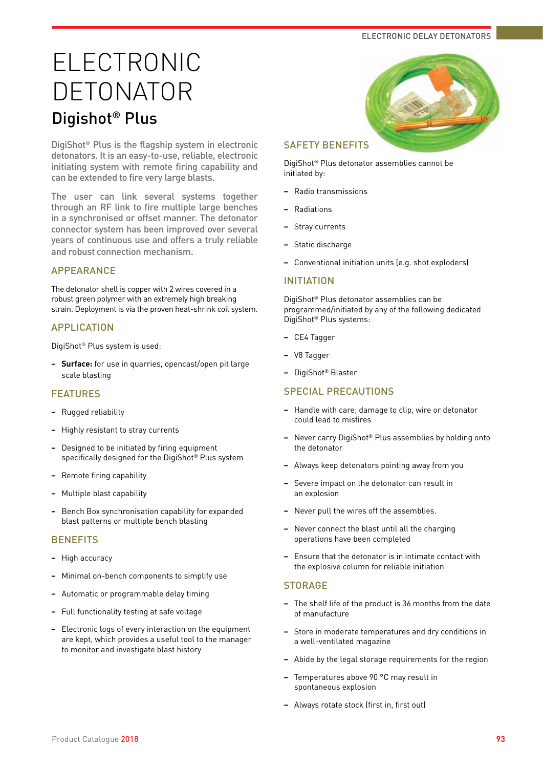# ELECTRONIC DETONATOR

## Digishot® Plus

DigiShot® Plus is the flagship system in electronic detonators. It is an easy-to-use, reliable, electronic initiating system with remote firing capability and can be extended to fire very large blasts.

The user can link several systems together through an RF link to fire multiple large benches in a synchronised or offset manner. The detonator connector system has been improved over several years of continuous use and offers a truly reliable and robust connection mechanism.

### APPEARANCE

The detonator shell is copper with 2 wires covered in a robust green polymer with an extremely high breaking strain. Deployment is via the proven heat-shrink coil system.

### APPLICATION

DigiShot® Plus system is used:

- **Surface:** for use in quarries, opencast/open pit large scale blasting

### FEATURES

- Rugged reliability
- Highly resistant to stray currents
- Designed to be initiated by firing equipment specifically designed for the DigiShot® Plus system
- Remote firing capability
- Multiple blast capability
- Bench Box synchronisation capability for expanded blast patterns or multiple bench blasting

### BENEFITS

- High accuracy
- Minimal on-bench components to simplify use
- Automatic or programmable delay timing
- Full functionality testing at safe voltage
- Electronic logs of every interaction on the equipment are kept, which provides a useful tool to the manager to monitor and investigate blast history

### SAFETY BENEFITS

DigiShot® Plus detonator assemblies cannot be initiated by:

- Radio transmissions
- Radiations
- Stray currents
- Static discharge
- Conventional initiation units (e.g. shot exploders)

### INITIATION

DigiShot® Plus detonator assemblies can be programmed/initiated by any of the following dedicated DigiShot® Plus systems:

- CE4 Tagger
- V8 Tagger
- DigiShot® Blaster

### SPECIAL PRECAUTIONS

- Handle with care; damage to clip, wire or detonator could lead to misfires
- Never carry DigiShot® Plus assemblies by holding onto the detonator
- Always keep detonators pointing away from you
- Severe impact on the detonator can result in an explosion
- Never pull the wires off the assemblies.
- Never connect the blast until all the charging operations have been completed
- Ensure that the detonator is in intimate contact with the explosive column for reliable initiation

### STORAGE

- The shelf life of the product is 36 months from the date of manufacture
- Store in moderate temperatures and dry conditions in a well-ventilated magazine
- Abide by the legal storage requirements for the region
- Temperatures above 90 °C may result in spontaneous explosion
- Always rotate stock (first in, first out)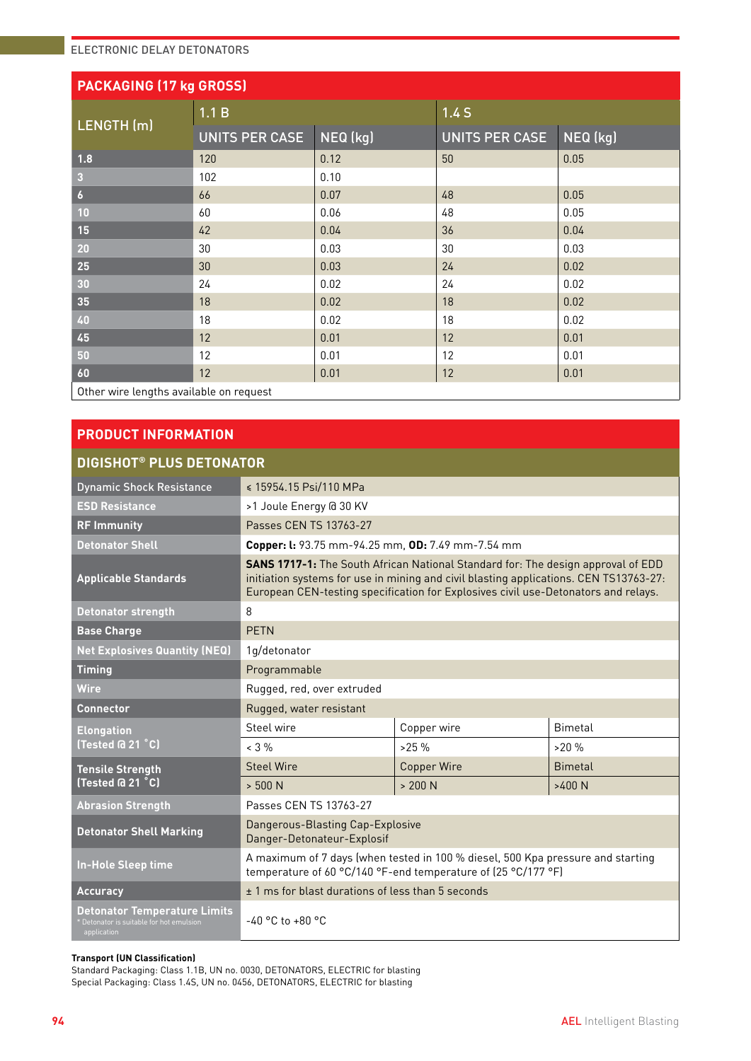## PACKAGING (17 kg GROSS)

| LENGTH (m) | 1.1 B | | 1.4 S | |
|---|---|---|---|---|
| | UNITS PER CASE | NEQ (kg) | UNITS PER CASE | NEQ (kg) |
| 1.8 | 120 | 0.12 | 50 | 0.05 |
| 3 | 102 | 0.10 | | |
| 6 | 66 | 0.07 | 48 | 0.05 |
| 10 | 60 | 0.06 | 48 | 0.05 |
| 15 | 42 | 0.04 | 36 | 0.04 |
| 20 | 30 | 0.03 | 30 | 0.03 |
| 25 | 30 | 0.03 | 24 | 0.02 |
| 30 | 24 | 0.02 | 24 | 0.02 |
| 35 | 18 | 0.02 | 18 | 0.02 |
| 40 | 18 | 0.02 | 18 | 0.02 |
| 45 | 12 | 0.01 | 12 | 0.01 |
| 50 | 12 | 0.01 | 12 | 0.01 |
| 60 | 12 | 0.01 | 12 | 0.01 |

Other wire lengths available on request

## PRODUCT INFORMATION

### DIGISHOT® PLUS DETONATOR

| | | | |
|---|---|---|---|
| Dynamic Shock Resistance | ≤ 15954.15 Psi/110 MPa | | |
| ESD Resistance | >1 Joule Energy @ 30 KV | | |
| RF Immunity | Passes CEN TS 13763-27 | | |
| Detonator Shell | **Copper: l:** 93.75 mm-94.25 mm, **OD:** 7.49 mm-7.54 mm | | |
| Applicable Standards | **SANS 1717-1:** The South African National Standard for: The design approval of EDD initiation systems for use in mining and civil blasting applications. CEN TS13763-27: European CEN-testing specification for Explosives civil use-Detonators and relays. | | |
| Detonator strength | 8 | | |
| Base Charge | PETN | | |
| Net Explosives Quantity (NEQ) | 1g/detonator | | |
| Timing | Programmable | | |
| Wire | Rugged, red, over extruded | | |
| Connector | Rugged, water resistant | | |
| Elongation (Tested @ 21 °C) | Steel wire | Copper wire | Bimetal |
| | < 3 % | >25 % | >20 % |
| Tensile Strength (Tested @ 21 °C) | Steel Wire | Copper Wire | Bimetal |
| | > 500 N | > 200 N | >400 N |
| Abrasion Strength | Passes CEN TS 13763-27 | | |
| Detonator Shell Marking | Dangerous-Blasting Cap-Explosive Danger-Detonateur-Explosif | | |
| In-Hole Sleep time | A maximum of 7 days (when tested in 100 % diesel, 500 Kpa pressure and starting temperature of 60 °C/140 °F-end temperature of (25 °C/177 °F) | | |
| Accuracy | ± 1 ms for blast durations of less than 5 seconds | | |
| Detonator Temperature Limits<br>* Detonator is suitable for hot emulsion application | -40 °C to +80 °C | | |

**Transport (UN Classification)**
Standard Packaging: Class 1.1B, UN no. 0030, DETONATORS, ELECTRIC for blasting
Special Packaging: Class 1.4S, UN no. 0456, DETONATORS, ELECTRIC for blasting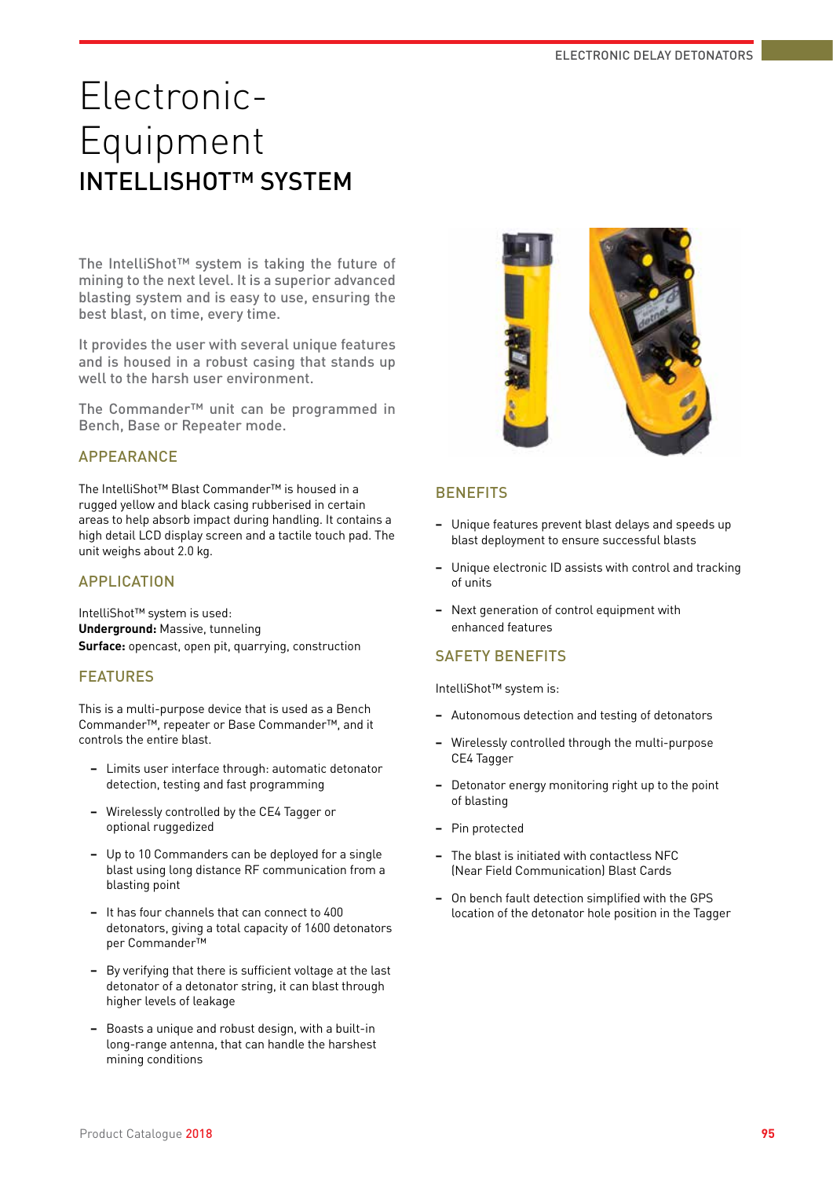# Electronic-Equipment

## INTELLISHOT™ SYSTEM

The IntelliShot™ system is taking the future of mining to the next level. It is a superior advanced blasting system and is easy to use, ensuring the best blast, on time, every time.

It provides the user with several unique features and is housed in a robust casing that stands up well to the harsh user environment.

The Commander™ unit can be programmed in Bench, Base or Repeater mode.

### APPEARANCE

The IntelliShot™ Blast Commander™ is housed in a rugged yellow and black casing rubberised in certain areas to help absorb impact during handling. It contains a high detail LCD display screen and a tactile touch pad. The unit weighs about 2.0 kg.

### APPLICATION

IntelliShot™ system is used:
**Underground:** Massive, tunneling
**Surface:** opencast, open pit, quarrying, construction

### FEATURES

This is a multi-purpose device that is used as a Bench Commander™, repeater or Base Commander™, and it controls the entire blast.

- Limits user interface through: automatic detonator detection, testing and fast programming
- Wirelessly controlled by the CE4 Tagger or optional ruggedized
- Up to 10 Commanders can be deployed for a single blast using long distance RF communication from a blasting point
- It has four channels that can connect to 400 detonators, giving a total capacity of 1600 detonators per Commander™
- By verifying that there is sufficient voltage at the last detonator of a detonator string, it can blast through higher levels of leakage
- Boasts a unique and robust design, with a built-in long-range antenna, that can handle the harshest mining conditions

### BENEFITS

- Unique features prevent blast delays and speeds up blast deployment to ensure successful blasts
- Unique electronic ID assists with control and tracking of units
- Next generation of control equipment with enhanced features

### SAFETY BENEFITS

IntelliShot™ system is:

- Autonomous detection and testing of detonators
- Wirelessly controlled through the multi-purpose CE4 Tagger
- Detonator energy monitoring right up to the point of blasting
- Pin protected
- The blast is initiated with contactless NFC (Near Field Communication) Blast Cards
- On bench fault detection simplified with the GPS location of the detonator hole position in the Tagger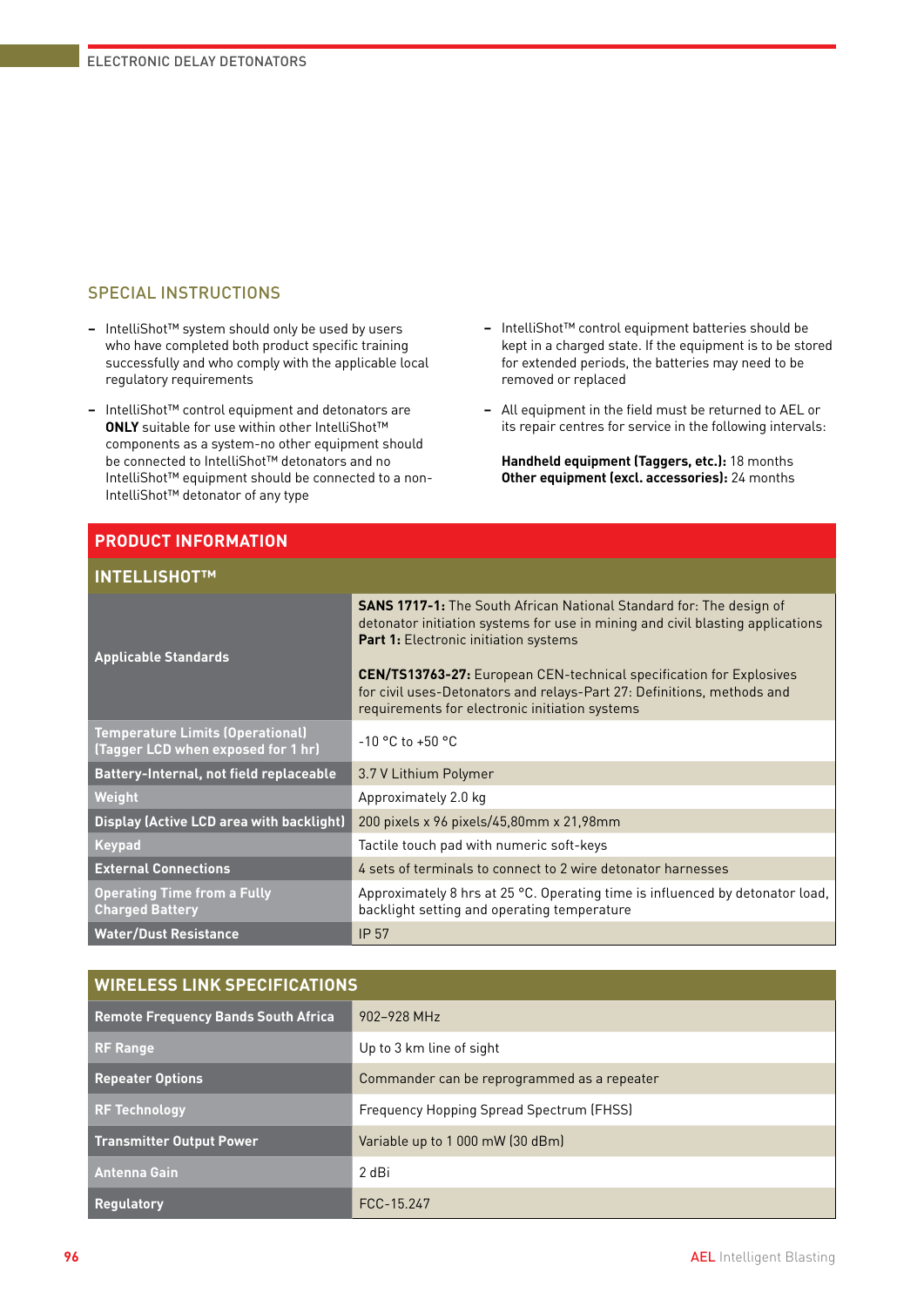## SPECIAL INSTRUCTIONS

- IntelliShot™ system should only be used by users who have completed both product specific training successfully and who comply with the applicable local regulatory requirements
- IntelliShot™ control equipment and detonators are **ONLY** suitable for use within other IntelliShot™ components as a system-no other equipment should be connected to IntelliShot™ detonators and no IntelliShot™ equipment should be connected to a non-IntelliShot™ detonator of any type
- IntelliShot™ control equipment batteries should be kept in a charged state. If the equipment is to be stored for extended periods, the batteries may need to be removed or replaced
- All equipment in the field must be returned to AEL or its repair centres for service in the following intervals:

  **Handheld equipment (Taggers, etc.):** 18 months
  **Other equipment (excl. accessories):** 24 months

## PRODUCT INFORMATION

### INTELLISHOT™

| | |
|---|---|
| **Applicable Standards** | **SANS 1717-1:** The South African National Standard for: The design of detonator initiation systems for use in mining and civil blasting applications **Part 1:** Electronic initiation systems<br><br>**CEN/TS13763-27:** European CEN-technical specification for Explosives for civil uses-Detonators and relays-Part 27: Definitions, methods and requirements for electronic initiation systems |
| **Temperature Limits (Operational) (Tagger LCD when exposed for 1 hr)** | -10 °C to +50 °C |
| **Battery-Internal, not field replaceable** | 3.7 V Lithium Polymer |
| **Weight** | Approximately 2.0 kg |
| **Display (Active LCD area with backlight)** | 200 pixels x 96 pixels/45,80mm x 21,98mm |
| **Keypad** | Tactile touch pad with numeric soft-keys |
| **External Connections** | 4 sets of terminals to connect to 2 wire detonator harnesses |
| **Operating Time from a Fully Charged Battery** | Approximately 8 hrs at 25 °C. Operating time is influenced by detonator load, backlight setting and operating temperature |
| **Water/Dust Resistance** | IP 57 |

## WIRELESS LINK SPECIFICATIONS

| | |
|---|---|
| **Remote Frequency Bands South Africa** | 902–928 MHz |
| **RF Range** | Up to 3 km line of sight |
| **Repeater Options** | Commander can be reprogrammed as a repeater |
| **RF Technology** | Frequency Hopping Spread Spectrum (FHSS) |
| **Transmitter Output Power** | Variable up to 1 000 mW (30 dBm) |
| **Antenna Gain** | 2 dBi |
| **Regulatory** | FCC-15.247 |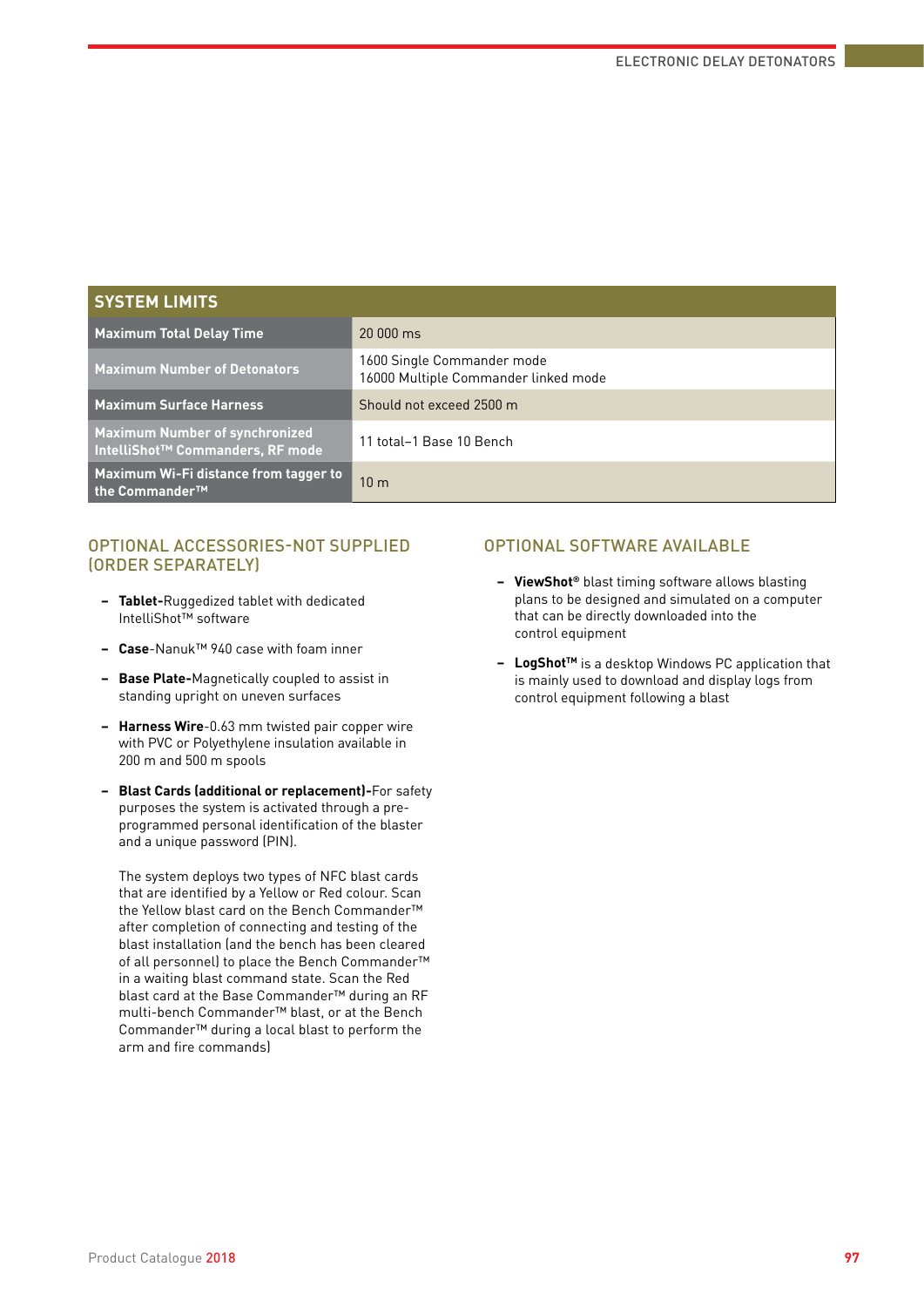## SYSTEM LIMITS

| SYSTEM LIMITS | |
|---|---|
| **Maximum Total Delay Time** | 20 000 ms |
| **Maximum Number of Detonators** | 1600 Single Commander mode<br>16000 Multiple Commander linked mode |
| **Maximum Surface Harness** | Should not exceed 2500 m |
| **Maximum Number of synchronized IntelliShot™ Commanders, RF mode** | 11 total–1 Base 10 Bench |
| **Maximum Wi-Fi distance from tagger to the Commander™** | 10 m |

## OPTIONAL ACCESSORIES-NOT SUPPLIED (ORDER SEPARATELY)

- **Tablet-**Ruggedized tablet with dedicated IntelliShot™ software
- **Case**-Nanuk™ 940 case with foam inner
- **Base Plate-**Magnetically coupled to assist in standing upright on uneven surfaces
- **Harness Wire**-0.63 mm twisted pair copper wire with PVC or Polyethylene insulation available in 200 m and 500 m spools
- **Blast Cards (additional or replacement)-**For safety purposes the system is activated through a pre-programmed personal identification of the blaster and a unique password (PIN).

  The system deploys two types of NFC blast cards that are identified by a Yellow or Red colour. Scan the Yellow blast card on the Bench Commander™ after completion of connecting and testing of the blast installation (and the bench has been cleared of all personnel) to place the Bench Commander™ in a waiting blast command state. Scan the Red blast card at the Base Commander™ during an RF multi-bench Commander™ blast, or at the Bench Commander™ during a local blast to perform the arm and fire commands)

## OPTIONAL SOFTWARE AVAILABLE

- **ViewShot®** blast timing software allows blasting plans to be designed and simulated on a computer that can be directly downloaded into the control equipment
- **LogShot™** is a desktop Windows PC application that is mainly used to download and display logs from control equipment following a blast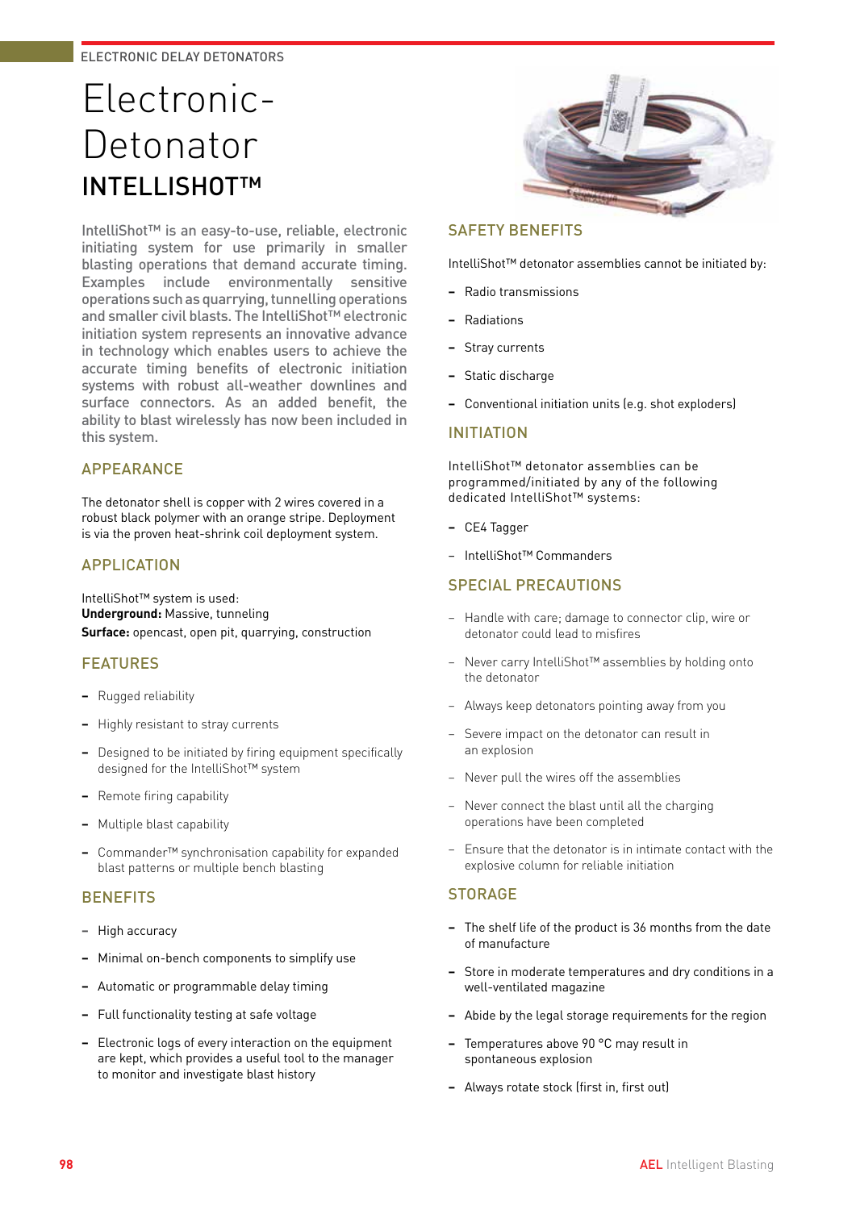ELECTRONIC DELAY DETONATORS

# Electronic-Detonator

# INTELLISHOT™

IntelliShot™ is an easy-to-use, reliable, electronic initiating system for use primarily in smaller blasting operations that demand accurate timing. Examples include environmentally sensitive operations such as quarrying, tunnelling operations and smaller civil blasts. The IntelliShot™ electronic initiation system represents an innovative advance in technology which enables users to achieve the accurate timing benefits of electronic initiation systems with robust all-weather downlines and surface connectors. As an added benefit, the ability to blast wirelessly has now been included in this system.

## APPEARANCE

The detonator shell is copper with 2 wires covered in a robust black polymer with an orange stripe. Deployment is via the proven heat-shrink coil deployment system.

## APPLICATION

IntelliShot™ system is used:
**Underground:** Massive, tunneling
**Surface:** opencast, open pit, quarrying, construction

## FEATURES

- Rugged reliability
- Highly resistant to stray currents
- Designed to be initiated by firing equipment specifically designed for the IntelliShot™ system
- Remote firing capability
- Multiple blast capability
- Commander™ synchronisation capability for expanded blast patterns or multiple bench blasting

## BENEFITS

- High accuracy
- Minimal on-bench components to simplify use
- Automatic or programmable delay timing
- Full functionality testing at safe voltage
- Electronic logs of every interaction on the equipment are kept, which provides a useful tool to the manager to monitor and investigate blast history

## SAFETY BENEFITS

IntelliShot™ detonator assemblies cannot be initiated by:

- Radio transmissions
- Radiations
- Stray currents
- Static discharge
- Conventional initiation units (e.g. shot exploders)

## INITIATION

IntelliShot™ detonator assemblies can be programmed/initiated by any of the following dedicated IntelliShot™ systems:

- CE4 Tagger
- IntelliShot™ Commanders

## SPECIAL PRECAUTIONS

- Handle with care; damage to connector clip, wire or detonator could lead to misfires
- Never carry IntelliShot™ assemblies by holding onto the detonator
- Always keep detonators pointing away from you
- Severe impact on the detonator can result in an explosion
- Never pull the wires off the assemblies
- Never connect the blast until all the charging operations have been completed
- Ensure that the detonator is in intimate contact with the explosive column for reliable initiation

## STORAGE

- The shelf life of the product is 36 months from the date of manufacture
- Store in moderate temperatures and dry conditions in a well-ventilated magazine
- Abide by the legal storage requirements for the region
- Temperatures above 90 °C may result in spontaneous explosion
- Always rotate stock (first in, first out)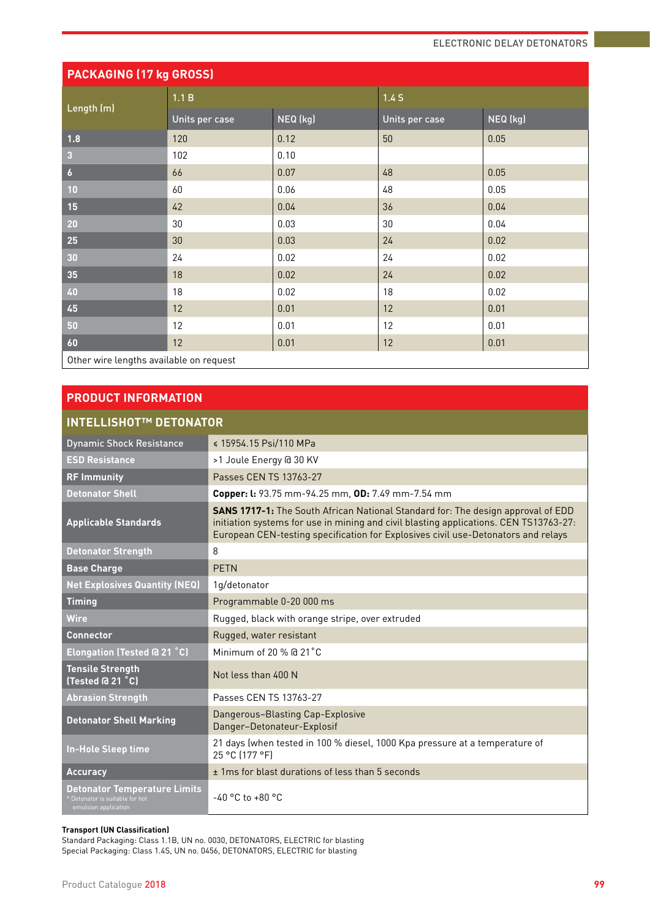## PACKAGING (17 kg GROSS)

| Length (m) | 1.1 B | | 1.4 S | |
|---|---|---|---|---|
| | Units per case | NEQ (kg) | Units per case | NEQ (kg) |
| 1.8 | 120 | 0.12 | 50 | 0.05 |
| 3 | 102 | 0.10 | | |
| 6 | 66 | 0.07 | 48 | 0.05 |
| 10 | 60 | 0.06 | 48 | 0.05 |
| 15 | 42 | 0.04 | 36 | 0.04 |
| 20 | 30 | 0.03 | 30 | 0.04 |
| 25 | 30 | 0.03 | 24 | 0.02 |
| 30 | 24 | 0.02 | 24 | 0.02 |
| 35 | 18 | 0.02 | 24 | 0.02 |
| 40 | 18 | 0.02 | 18 | 0.02 |
| 45 | 12 | 0.01 | 12 | 0.01 |
| 50 | 12 | 0.01 | 12 | 0.01 |
| 60 | 12 | 0.01 | 12 | 0.01 |

Other wire lengths available on request

## PRODUCT INFORMATION

### INTELLISHOT™ DETONATOR

| | |
|---|---|
| Dynamic Shock Resistance | ≤ 15954.15 Psi/110 MPa |
| ESD Resistance | >1 Joule Energy @ 30 KV |
| RF Immunity | Passes CEN TS 13763-27 |
| Detonator Shell | **Copper: l:** 93.75 mm-94.25 mm, **OD:** 7.49 mm-7.54 mm |
| Applicable Standards | **SANS 1717-1:** The South African National Standard for: The design approval of EDD initiation systems for use in mining and civil blasting applications. CEN TS13763-27: European CEN-testing specification for Explosives civil use-Detonators and relays |
| Detonator Strength | 8 |
| Base Charge | PETN |
| Net Explosives Quantity (NEQ) | 1g/detonator |
| Timing | Programmable 0-20 000 ms |
| Wire | Rugged, black with orange stripe, over extruded |
| Connector | Rugged, water resistant |
| Elongation (Tested @ 21 °C) | Minimum of 20 % @ 21°C |
| Tensile Strength (Tested @ 21 °C) | Not less than 400 N |
| Abrasion Strength | Passes CEN TS 13763-27 |
| Detonator Shell Marking | Dangerous–Blasting Cap-Explosive Danger–Detonateur-Explosif |
| In-Hole Sleep time | 21 days (when tested in 100 % diesel, 1000 Kpa pressure at a temperature of 25 °C (177 °F) |
| Accuracy | ± 1ms for blast durations of less than 5 seconds |
| Detonator Temperature Limits<br>* Detonator is suitable for hot emulsion application | -40 °C to +80 °C |

**Transport (UN Classification)**
Standard Packaging: Class 1.1B, UN no. 0030, DETONATORS, ELECTRIC for blasting
Special Packaging: Class 1.4S, UN no. 0456, DETONATORS, ELECTRIC for blasting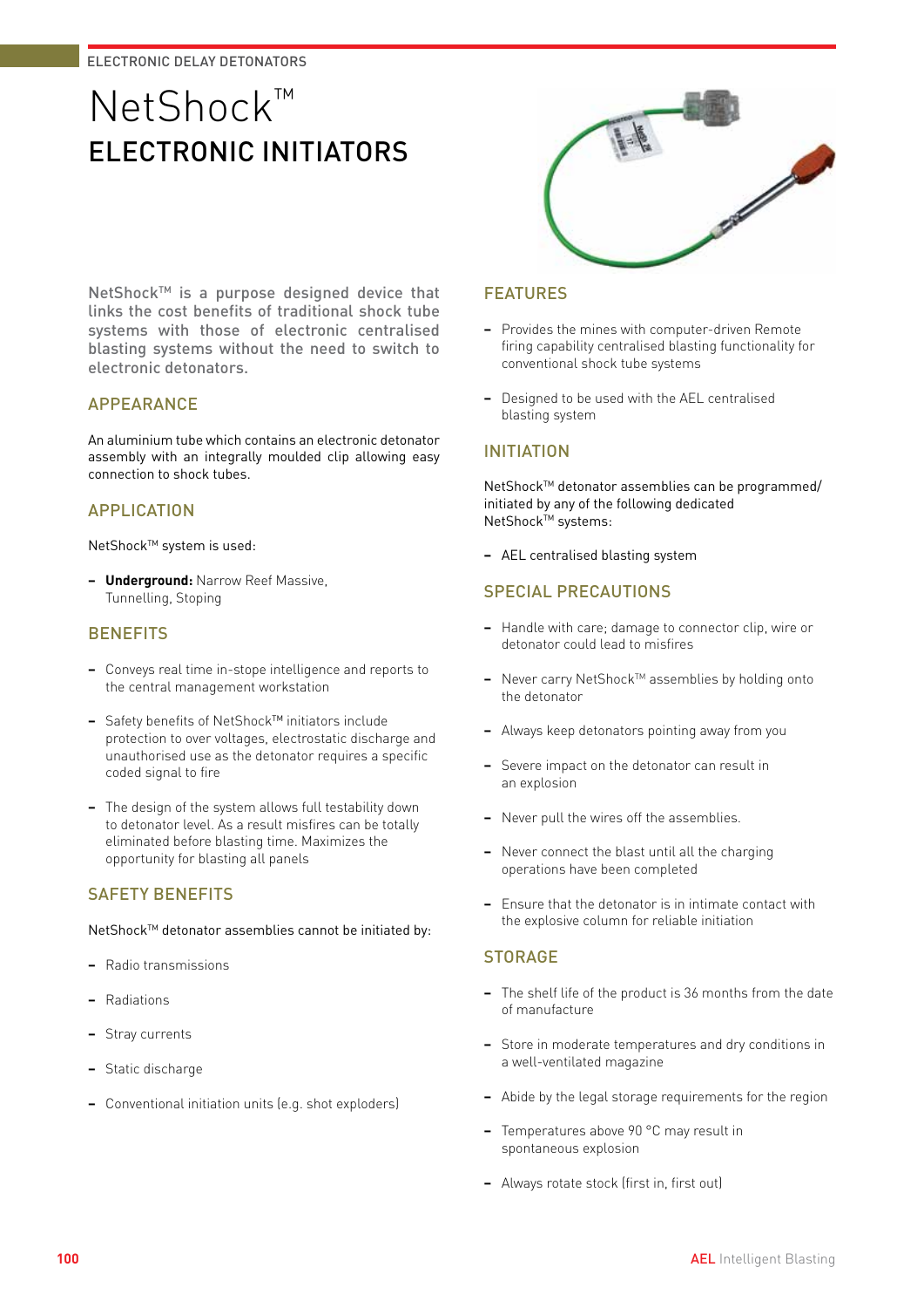ELECTRONIC DELAY DETONATORS

# NetShock™
## ELECTRONIC INITIATORS

NetShock™ is a purpose designed device that links the cost benefits of traditional shock tube systems with those of electronic centralised blasting systems without the need to switch to electronic detonators.

### APPEARANCE

An aluminium tube which contains an electronic detonator assembly with an integrally moulded clip allowing easy connection to shock tubes.

### APPLICATION

NetShock™ system is used:

- **Underground:** Narrow Reef Massive, Tunnelling, Stoping

### BENEFITS

- Conveys real time in-stope intelligence and reports to the central management workstation
- Safety benefits of NetShock™ initiators include protection to over voltages, electrostatic discharge and unauthorised use as the detonator requires a specific coded signal to fire
- The design of the system allows full testability down to detonator level. As a result misfires can be totally eliminated before blasting time. Maximizes the opportunity for blasting all panels

### SAFETY BENEFITS

NetShock™ detonator assemblies cannot be initiated by:

- Radio transmissions
- Radiations
- Stray currents
- Static discharge
- Conventional initiation units (e.g. shot exploders)

### FEATURES

- Provides the mines with computer-driven Remote firing capability centralised blasting functionality for conventional shock tube systems
- Designed to be used with the AEL centralised blasting system

### INITIATION

NetShock™ detonator assemblies can be programmed/ initiated by any of the following dedicated NetShock™ systems:

- AEL centralised blasting system

### SPECIAL PRECAUTIONS

- Handle with care; damage to connector clip, wire or detonator could lead to misfires
- Never carry NetShock™ assemblies by holding onto the detonator
- Always keep detonators pointing away from you
- Severe impact on the detonator can result in an explosion
- Never pull the wires off the assemblies.
- Never connect the blast until all the charging operations have been completed
- Ensure that the detonator is in intimate contact with the explosive column for reliable initiation

### STORAGE

- The shelf life of the product is 36 months from the date of manufacture
- Store in moderate temperatures and dry conditions in a well-ventilated magazine
- Abide by the legal storage requirements for the region
- Temperatures above 90 °C may result in spontaneous explosion
- Always rotate stock (first in, first out)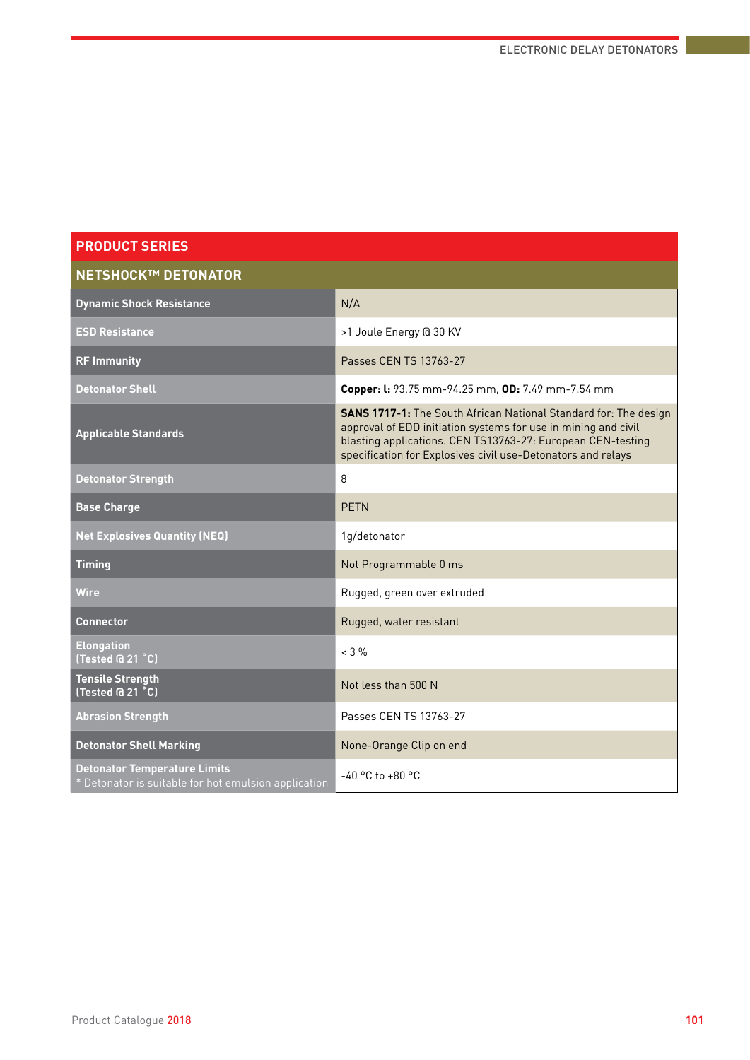## PRODUCT SERIES

### NETSHOCK™ DETONATOR

| | |
|---|---|
| **Dynamic Shock Resistance** | N/A |
| **ESD Resistance** | >1 Joule Energy @ 30 KV |
| **RF Immunity** | Passes CEN TS 13763-27 |
| **Detonator Shell** | **Copper: l:** 93.75 mm-94.25 mm, **OD:** 7.49 mm-7.54 mm |
| **Applicable Standards** | **SANS 1717-1:** The South African National Standard for: The design approval of EDD initiation systems for use in mining and civil blasting applications. CEN TS13763-27: European CEN-testing specification for Explosives civil use-Detonators and relays |
| **Detonator Strength** | 8 |
| **Base Charge** | PETN |
| **Net Explosives Quantity (NEQ)** | 1g/detonator |
| **Timing** | Not Programmable 0 ms |
| **Wire** | Rugged, green over extruded |
| **Connector** | Rugged, water resistant |
| **Elongation (Tested @ 21 ˚C)** | < 3 % |
| **Tensile Strength (Tested @ 21 ˚C)** | Not less than 500 N |
| **Abrasion Strength** | Passes CEN TS 13763-27 |
| **Detonator Shell Marking** | None-Orange Clip on end |
| **Detonator Temperature Limits** * Detonator is suitable for hot emulsion application | -40 °C to +80 °C |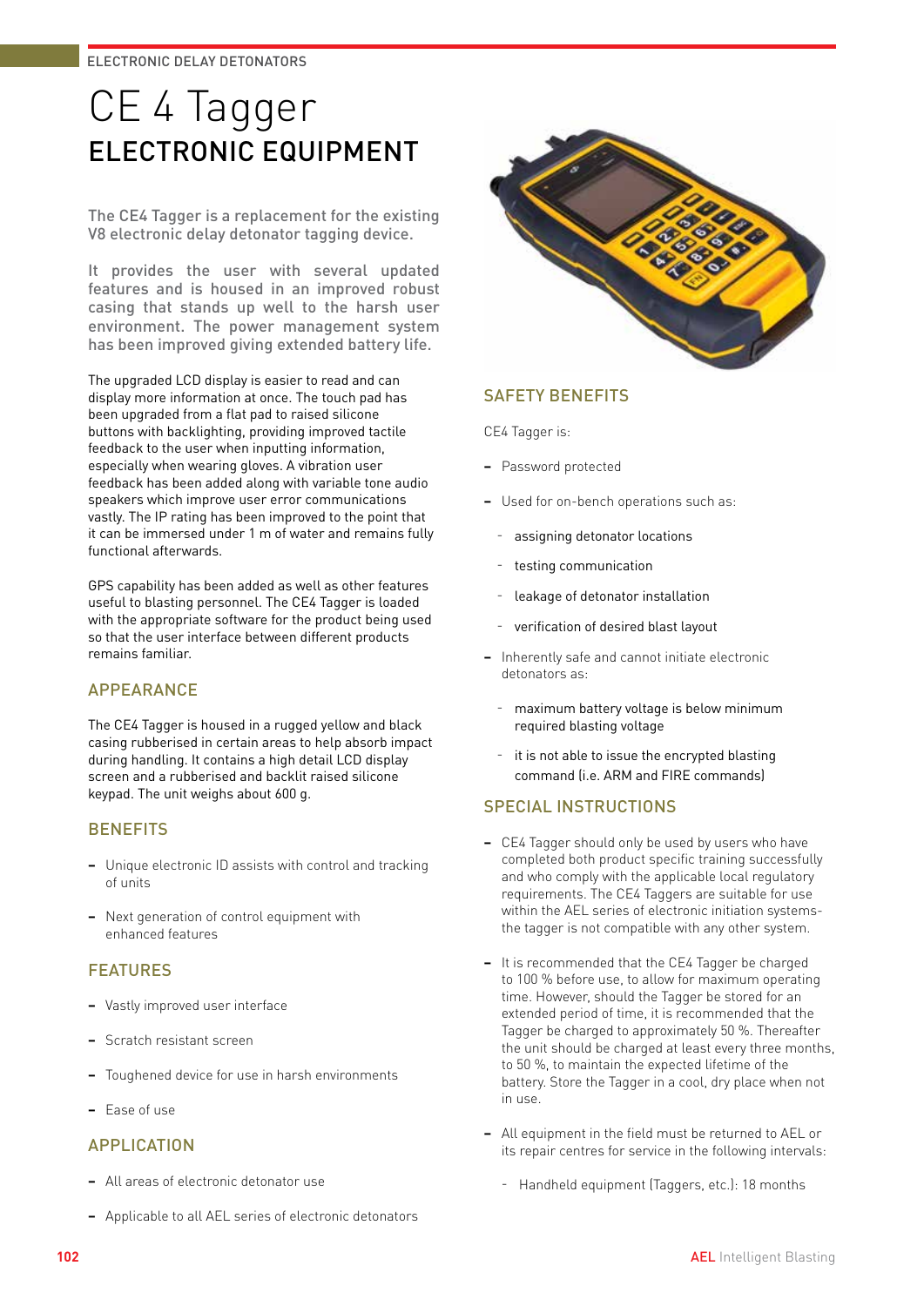ELECTRONIC DELAY DETONATORS

# CE 4 Tagger
## ELECTRONIC EQUIPMENT

The CE4 Tagger is a replacement for the existing V8 electronic delay detonator tagging device.

It provides the user with several updated features and is housed in an improved robust casing that stands up well to the harsh user environment. The power management system has been improved giving extended battery life.

The upgraded LCD display is easier to read and can display more information at once. The touch pad has been upgraded from a flat pad to raised silicone buttons with backlighting, providing improved tactile feedback to the user when inputting information, especially when wearing gloves. A vibration user feedback has been added along with variable tone audio speakers which improve user error communications vastly. The IP rating has been improved to the point that it can be immersed under 1 m of water and remains fully functional afterwards.

GPS capability has been added as well as other features useful to blasting personnel. The CE4 Tagger is loaded with the appropriate software for the product being used so that the user interface between different products remains familiar.

### APPEARANCE

The CE4 Tagger is housed in a rugged yellow and black casing rubberised in certain areas to help absorb impact during handling. It contains a high detail LCD display screen and a rubberised and backlit raised silicone keypad. The unit weighs about 600 g.

### BENEFITS

- Unique electronic ID assists with control and tracking of units
- Next generation of control equipment with enhanced features

### FEATURES

- Vastly improved user interface
- Scratch resistant screen
- Toughened device for use in harsh environments
- Ease of use

### APPLICATION

- All areas of electronic detonator use
- Applicable to all AEL series of electronic detonators

### SAFETY BENEFITS

CE4 Tagger is:

- Password protected
- Used for on-bench operations such as:
  - assigning detonator locations
  - testing communication
  - leakage of detonator installation
  - verification of desired blast layout
- Inherently safe and cannot initiate electronic detonators as:
  - maximum battery voltage is below minimum required blasting voltage
  - it is not able to issue the encrypted blasting command (i.e. ARM and FIRE commands)

### SPECIAL INSTRUCTIONS

- CE4 Tagger should only be used by users who have completed both product specific training successfully and who comply with the applicable local regulatory requirements. The CE4 Taggers are suitable for use within the AEL series of electronic initiation systems- the tagger is not compatible with any other system.
- It is recommended that the CE4 Tagger be charged to 100 % before use, to allow for maximum operating time. However, should the Tagger be stored for an extended period of time, it is recommended that the Tagger be charged to approximately 50 %. Thereafter the unit should be charged at least every three months, to 50 %, to maintain the expected lifetime of the battery. Store the Tagger in a cool, dry place when not in use.
- All equipment in the field must be returned to AEL or its repair centres for service in the following intervals:
  - Handheld equipment (Taggers, etc.): 18 months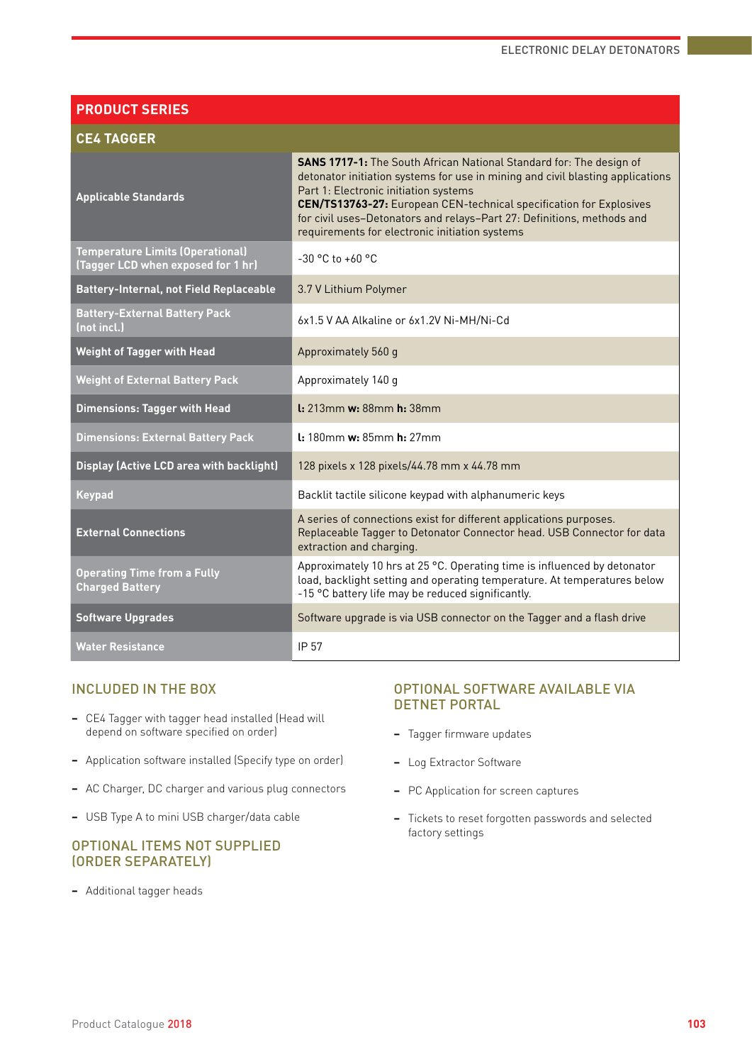## PRODUCT SERIES

### CE4 TAGGER

| | |
|---|---|
| **Applicable Standards** | **SANS 1717-1:** The South African National Standard for: The design of detonator initiation systems for use in mining and civil blasting applications Part 1: Electronic initiation systems<br>**CEN/TS13763-27:** European CEN-technical specification for Explosives for civil uses–Detonators and relays–Part 27: Definitions, methods and requirements for electronic initiation systems |
| **Temperature Limits (Operational) (Tagger LCD when exposed for 1 hr)** | -30 °C to +60 °C |
| **Battery-Internal, not Field Replaceable** | 3.7 V Lithium Polymer |
| **Battery-External Battery Pack (not incl.)** | 6x1.5 V AA Alkaline or 6x1.2V Ni-MH/Ni-Cd |
| **Weight of Tagger with Head** | Approximately 560 g |
| **Weight of External Battery Pack** | Approximately 140 g |
| **Dimensions: Tagger with Head** | **l:** 213mm **w:** 88mm **h:** 38mm |
| **Dimensions: External Battery Pack** | **l:** 180mm **w:** 85mm **h:** 27mm |
| **Display (Active LCD area with backlight)** | 128 pixels x 128 pixels/44.78 mm x 44.78 mm |
| **Keypad** | Backlit tactile silicone keypad with alphanumeric keys |
| **External Connections** | A series of connections exist for different applications purposes. Replaceable Tagger to Detonator Connector head. USB Connector for data extraction and charging. |
| **Operating Time from a Fully Charged Battery** | Approximately 10 hrs at 25 °C. Operating time is influenced by detonator load, backlight setting and operating temperature. At temperatures below -15 °C battery life may be reduced significantly. |
| **Software Upgrades** | Software upgrade is via USB connector on the Tagger and a flash drive |
| **Water Resistance** | IP 57 |

### INCLUDED IN THE BOX

- CE4 Tagger with tagger head installed (Head will depend on software specified on order)
- Application software installed (Specify type on order)
- AC Charger, DC charger and various plug connectors
- USB Type A to mini USB charger/data cable

### OPTIONAL ITEMS NOT SUPPLIED (ORDER SEPARATELY)

- Additional tagger heads

### OPTIONAL SOFTWARE AVAILABLE VIA DETNET PORTAL

- Tagger firmware updates
- Log Extractor Software
- PC Application for screen captures
- Tickets to reset forgotten passwords and selected factory settings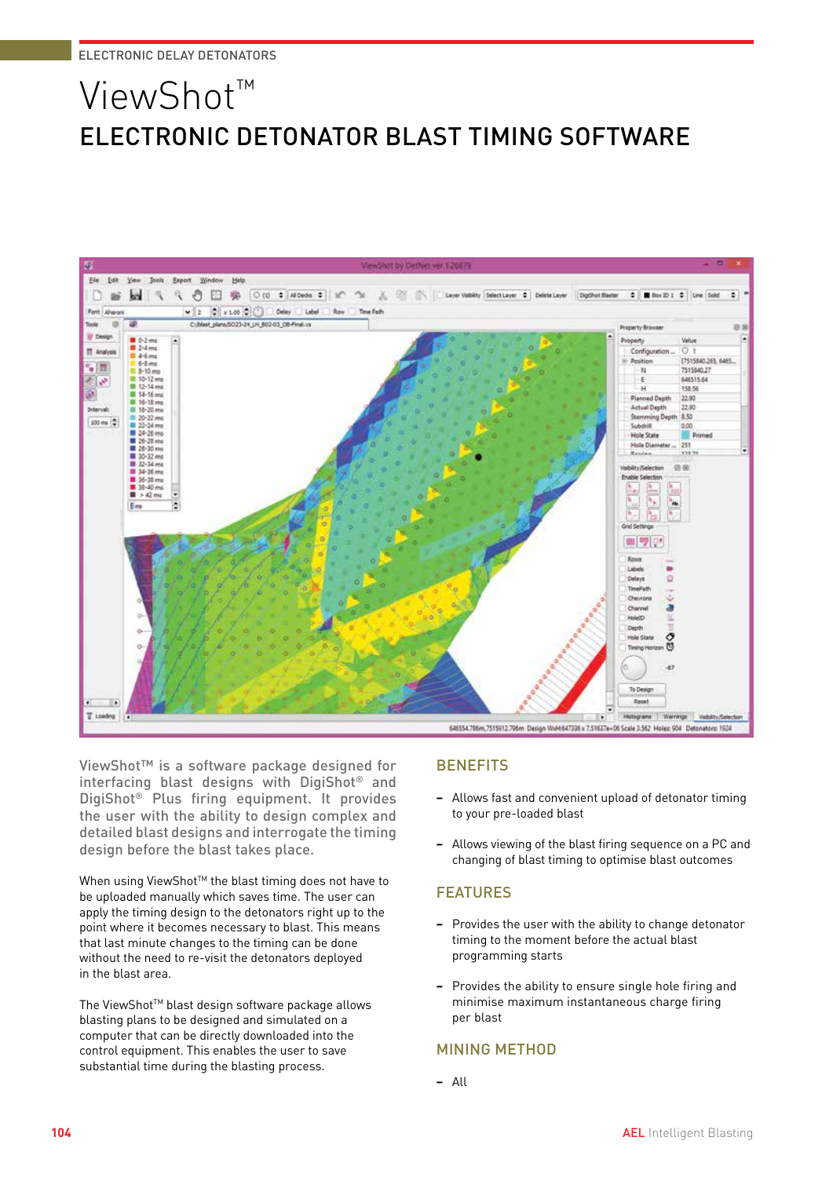ELECTRONIC DELAY DETONATORS

# ViewShot™

## ELECTRONIC DETONATOR BLAST TIMING SOFTWARE

ViewShot™ is a software package designed for interfacing blast designs with DigiShot® and DigiShot® Plus firing equipment. It provides the user with the ability to design complex and detailed blast designs and interrogate the timing design before the blast takes place.

When using ViewShot™ the blast timing does not have to be uploaded manually which saves time. The user can apply the timing design to the detonators right up to the point where it becomes necessary to blast. This means that last minute changes to the timing can be done without the need to re-visit the detonators deployed in the blast area.

The ViewShot™ blast design software package allows blasting plans to be designed and simulated on a computer that can be directly downloaded into the control equipment. This enables the user to save substantial time during the blasting process.

### BENEFITS

- Allows fast and convenient upload of detonator timing to your pre-loaded blast
- Allows viewing of the blast firing sequence on a PC and changing of blast timing to optimise blast outcomes

### FEATURES

- Provides the user with the ability to change detonator timing to the moment before the actual blast programming starts
- Provides the ability to ensure single hole firing and minimise maximum instantaneous charge firing per blast

### MINING METHOD

- All

AEL Intelligent Blasting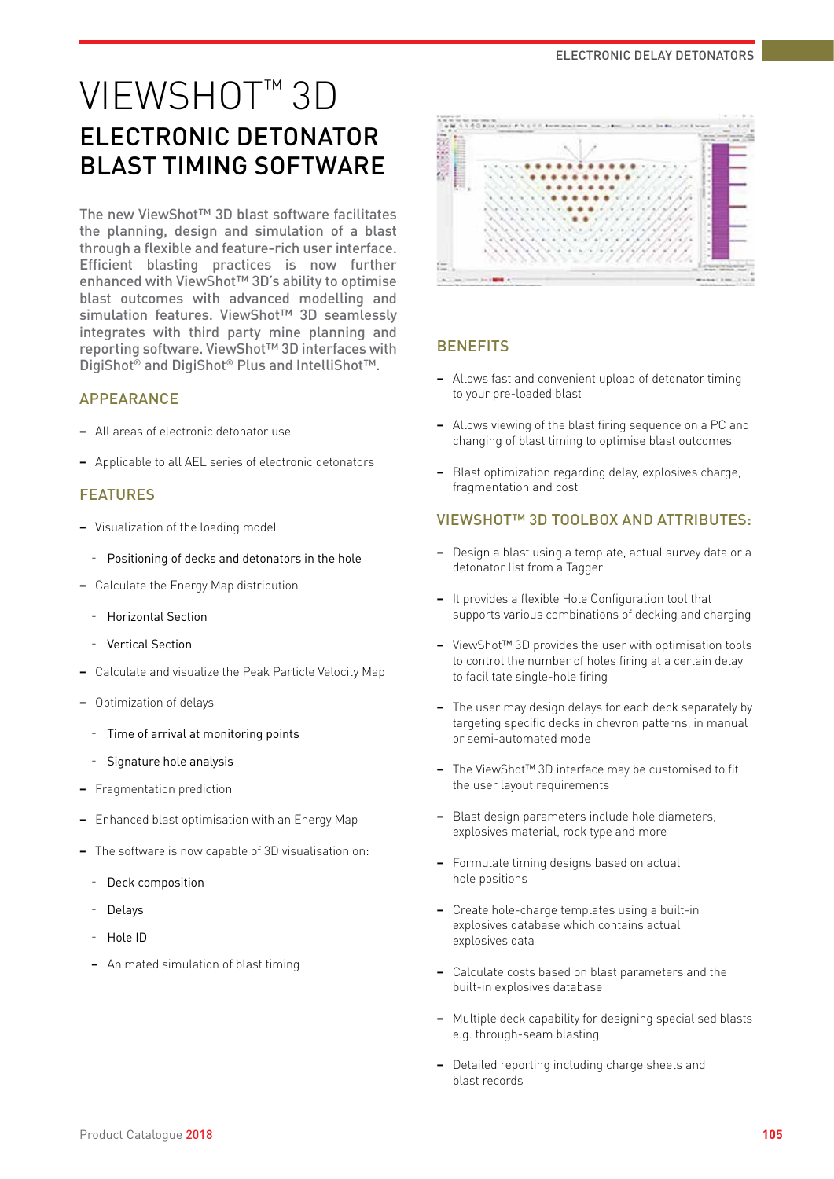# VIEWSHOT™ 3D

## ELECTRONIC DETONATOR BLAST TIMING SOFTWARE

The new ViewShot™ 3D blast software facilitates the planning, design and simulation of a blast through a flexible and feature-rich user interface. Efficient blasting practices is now further enhanced with ViewShot™ 3D's ability to optimise blast outcomes with advanced modelling and simulation features. ViewShot™ 3D seamlessly integrates with third party mine planning and reporting software. ViewShot™ 3D interfaces with DigiShot® and DigiShot® Plus and IntelliShot™.

### APPEARANCE

- All areas of electronic detonator use
- Applicable to all AEL series of electronic detonators

### FEATURES

- Visualization of the loading model
  - Positioning of decks and detonators in the hole
- Calculate the Energy Map distribution
  - Horizontal Section
  - Vertical Section
- Calculate and visualize the Peak Particle Velocity Map
- Optimization of delays
  - Time of arrival at monitoring points
  - Signature hole analysis
- Fragmentation prediction
- Enhanced blast optimisation with an Energy Map
- The software is now capable of 3D visualisation on:
  - Deck composition
  - Delays
  - Hole ID
  - Animated simulation of blast timing

### BENEFITS

- Allows fast and convenient upload of detonator timing to your pre-loaded blast
- Allows viewing of the blast firing sequence on a PC and changing of blast timing to optimise blast outcomes
- Blast optimization regarding delay, explosives charge, fragmentation and cost

### VIEWSHOT™ 3D TOOLBOX AND ATTRIBUTES:

- Design a blast using a template, actual survey data or a detonator list from a Tagger
- It provides a flexible Hole Configuration tool that supports various combinations of decking and charging
- ViewShot™ 3D provides the user with optimisation tools to control the number of holes firing at a certain delay to facilitate single-hole firing
- The user may design delays for each deck separately by targeting specific decks in chevron patterns, in manual or semi-automated mode
- The ViewShot™ 3D interface may be customised to fit the user layout requirements
- Blast design parameters include hole diameters, explosives material, rock type and more
- Formulate timing designs based on actual hole positions
- Create hole-charge templates using a built-in explosives database which contains actual explosives data
- Calculate costs based on blast parameters and the built-in explosives database
- Multiple deck capability for designing specialised blasts e.g. through-seam blasting
- Detailed reporting including charge sheets and blast records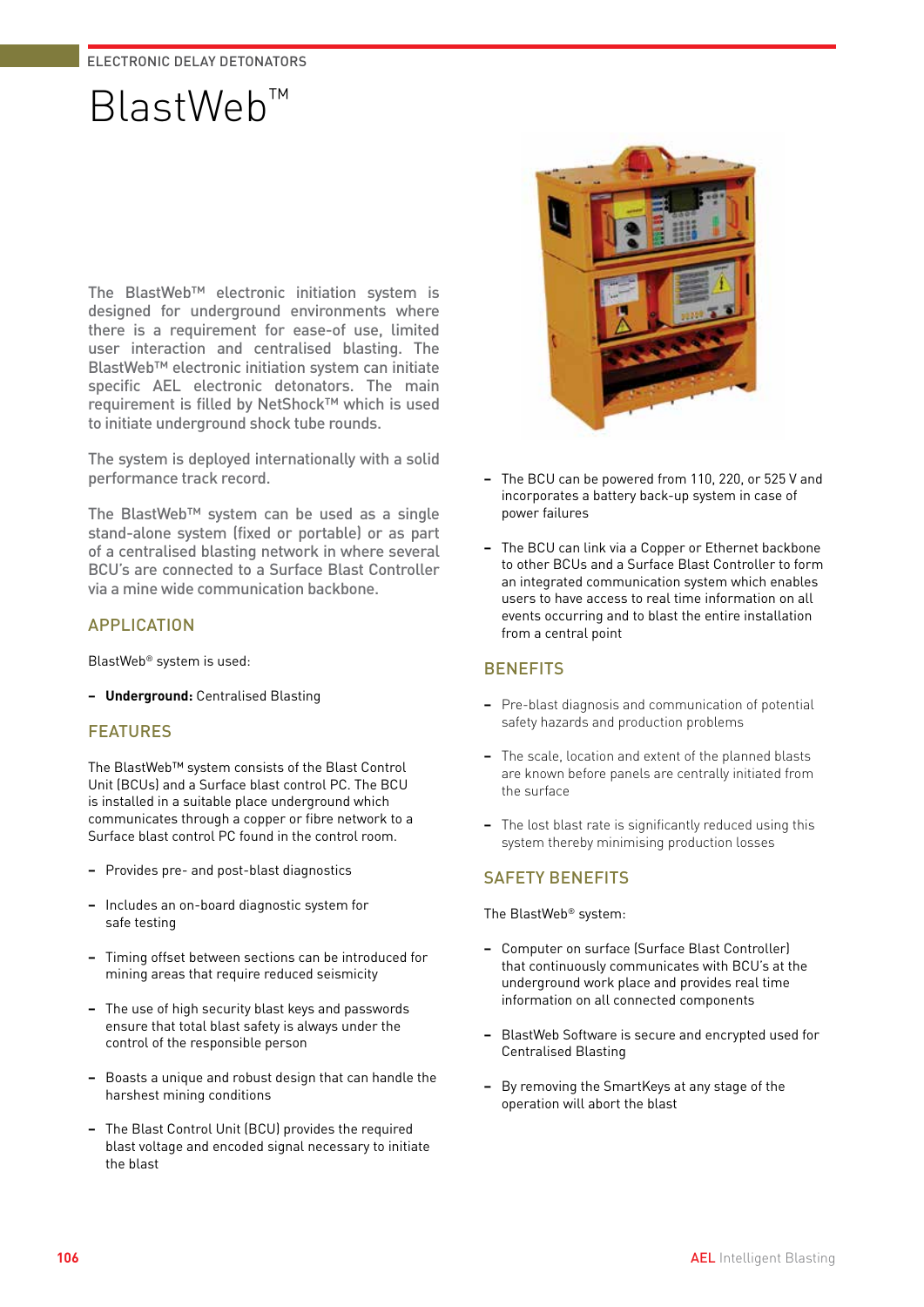ELECTRONIC DELAY DETONATORS

# BlastWeb™

The BlastWeb™ electronic initiation system is designed for underground environments where there is a requirement for ease-of use, limited user interaction and centralised blasting. The BlastWeb™ electronic initiation system can initiate specific AEL electronic detonators. The main requirement is filled by NetShock™ which is used to initiate underground shock tube rounds.

The system is deployed internationally with a solid performance track record.

The BlastWeb™ system can be used as a single stand-alone system (fixed or portable) or as part of a centralised blasting network in where several BCU's are connected to a Surface Blast Controller via a mine wide communication backbone.

## APPLICATION

BlastWeb® system is used:

- **Underground:** Centralised Blasting

## FEATURES

The BlastWeb™ system consists of the Blast Control Unit (BCUs) and a Surface blast control PC. The BCU is installed in a suitable place underground which communicates through a copper or fibre network to a Surface blast control PC found in the control room.

- Provides pre- and post-blast diagnostics
- Includes an on-board diagnostic system for safe testing
- Timing offset between sections can be introduced for mining areas that require reduced seismicity
- The use of high security blast keys and passwords ensure that total blast safety is always under the control of the responsible person
- Boasts a unique and robust design that can handle the harshest mining conditions
- The Blast Control Unit (BCU) provides the required blast voltage and encoded signal necessary to initiate the blast
- The BCU can be powered from 110, 220, or 525 V and incorporates a battery back-up system in case of power failures
- The BCU can link via a Copper or Ethernet backbone to other BCUs and a Surface Blast Controller to form an integrated communication system which enables users to have access to real time information on all events occurring and to blast the entire installation from a central point

## BENEFITS

- Pre-blast diagnosis and communication of potential safety hazards and production problems
- The scale, location and extent of the planned blasts are known before panels are centrally initiated from the surface
- The lost blast rate is significantly reduced using this system thereby minimising production losses

## SAFETY BENEFITS

The BlastWeb® system:

- Computer on surface (Surface Blast Controller) that continuously communicates with BCU's at the underground work place and provides real time information on all connected components
- BlastWeb Software is secure and encrypted used for Centralised Blasting
- By removing the SmartKeys at any stage of the operation will abort the blast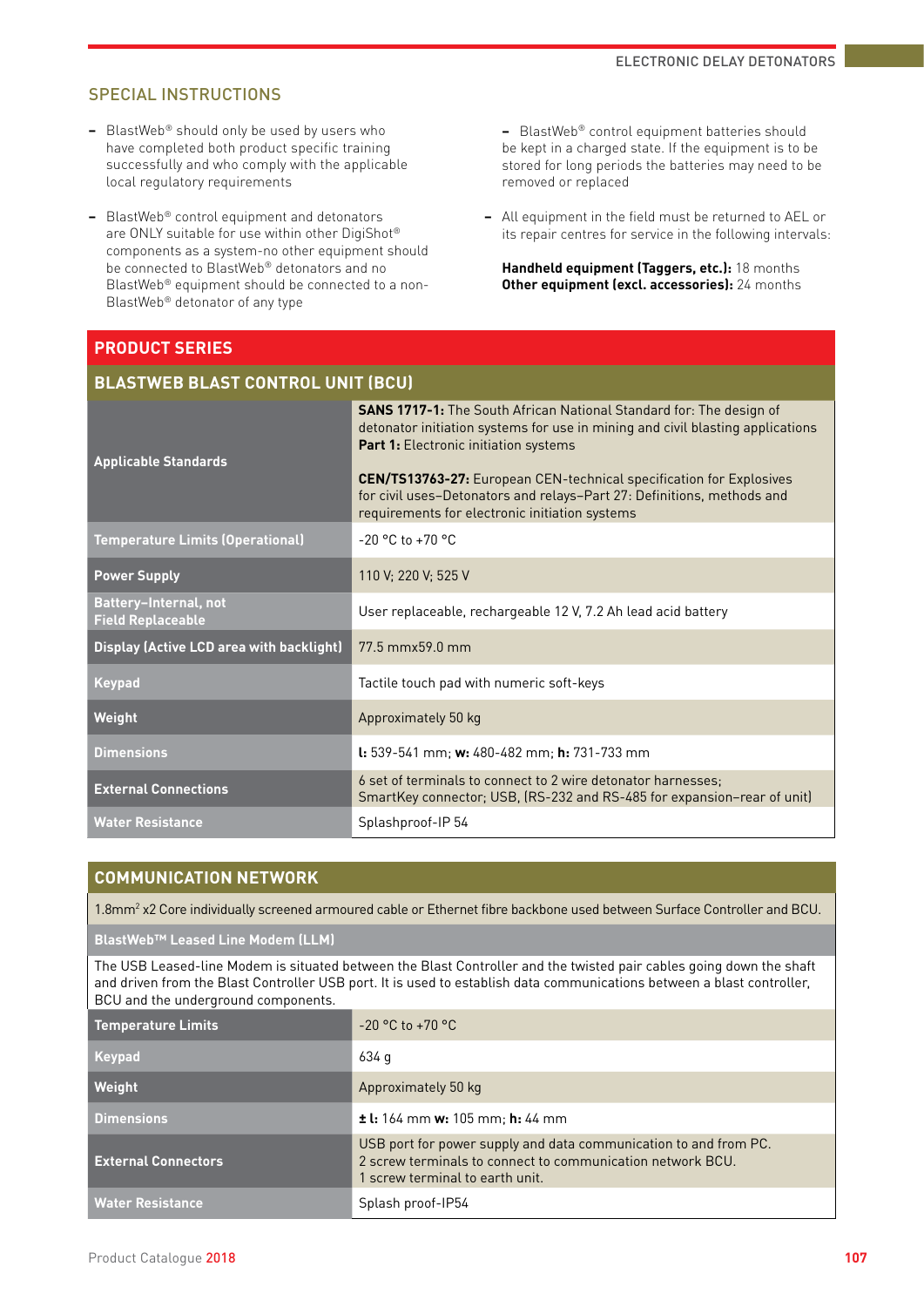## SPECIAL INSTRUCTIONS

- BlastWeb® should only be used by users who have completed both product specific training successfully and who comply with the applicable local regulatory requirements
- BlastWeb® control equipment and detonators are ONLY suitable for use within other DigiShot® components as a system-no other equipment should be connected to BlastWeb® detonators and no BlastWeb® equipment should be connected to a non-BlastWeb® detonator of any type
- BlastWeb® control equipment batteries should be kept in a charged state. If the equipment is to be stored for long periods the batteries may need to be removed or replaced
- All equipment in the field must be returned to AEL or its repair centres for service in the following intervals:

**Handheld equipment (Taggers, etc.):** 18 months
**Other equipment (excl. accessories):** 24 months

## PRODUCT SERIES

### BLASTWEB BLAST CONTROL UNIT (BCU)

| | |
|---|---|
| **Applicable Standards** | **SANS 1717-1:** The South African National Standard for: The design of detonator initiation systems for use in mining and civil blasting applications **Part 1:** Electronic initiation systems<br><br>**CEN/TS13763-27:** European CEN-technical specification for Explosives for civil uses–Detonators and relays–Part 27: Definitions, methods and requirements for electronic initiation systems |
| **Temperature Limits (Operational)** | -20 °C to +70 °C |
| **Power Supply** | 110 V; 220 V; 525 V |
| **Battery–Internal, not Field Replaceable** | User replaceable, rechargeable 12 V, 7.2 Ah lead acid battery |
| **Display (Active LCD area with backlight)** | 77.5 mmx59.0 mm |
| **Keypad** | Tactile touch pad with numeric soft-keys |
| **Weight** | Approximately 50 kg |
| **Dimensions** | **l:** 539-541 mm; **w:** 480-482 mm; **h:** 731-733 mm |
| **External Connections** | 6 set of terminals to connect to 2 wire detonator harnesses;<br>SmartKey connector; USB, (RS-232 and RS-485 for expansion–rear of unit) |
| **Water Resistance** | Splashproof-IP 54 |

## COMMUNICATION NETWORK

1.8mm² x2 Core individually screened armoured cable or Ethernet fibre backbone used between Surface Controller and BCU.

### BlastWeb™ Leased Line Modem (LLM)

The USB Leased-line Modem is situated between the Blast Controller and the twisted pair cables going down the shaft and driven from the Blast Controller USB port. It is used to establish data communications between a blast controller, BCU and the underground components.

| | |
|---|---|
| **Temperature Limits** | -20 °C to +70 °C |
| **Keypad** | 634 g |
| **Weight** | Approximately 50 kg |
| **Dimensions** | **± l:** 164 mm **w:** 105 mm; **h:** 44 mm |
| **External Connectors** | USB port for power supply and data communication to and from PC.<br>2 screw terminals to connect to communication network BCU.<br>1 screw terminal to earth unit. |
| **Water Resistance** | Splash proof-IP54 |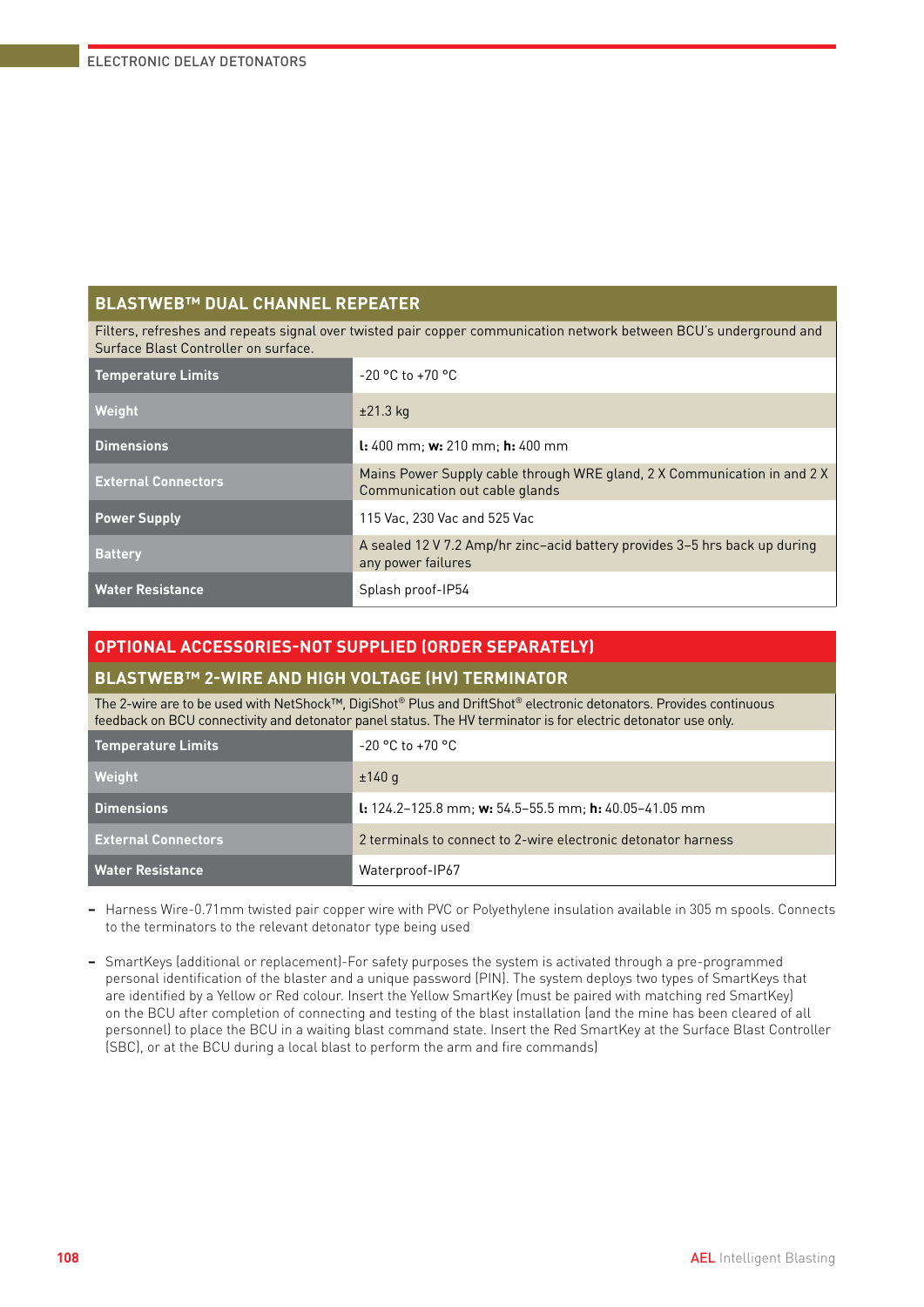## BLASTWEB™ DUAL CHANNEL REPEATER

Filters, refreshes and repeats signal over twisted pair copper communication network between BCU's underground and Surface Blast Controller on surface.

| | |
|---|---|
| **Temperature Limits** | -20 °C to +70 °C |
| **Weight** | ±21.3 kg |
| **Dimensions** | **l:** 400 mm; **w:** 210 mm; **h:** 400 mm |
| **External Connectors** | Mains Power Supply cable through WRE gland, 2 X Communication in and 2 X Communication out cable glands |
| **Power Supply** | 115 Vac, 230 Vac and 525 Vac |
| **Battery** | A sealed 12 V 7.2 Amp/hr zinc–acid battery provides 3–5 hrs back up during any power failures |
| **Water Resistance** | Splash proof-IP54 |

## OPTIONAL ACCESSORIES-NOT SUPPLIED (ORDER SEPARATELY)

### BLASTWEB™ 2-WIRE AND HIGH VOLTAGE (HV) TERMINATOR

The 2-wire are to be used with NetShock™, DigiShot® Plus and DriftShot® electronic detonators. Provides continuous feedback on BCU connectivity and detonator panel status. The HV terminator is for electric detonator use only.

| | |
|---|---|
| **Temperature Limits** | -20 °C to +70 °C |
| **Weight** | ±140 g |
| **Dimensions** | **l:** 124.2–125.8 mm; **w:** 54.5–55.5 mm; **h:** 40.05–41.05 mm |
| **External Connectors** | 2 terminals to connect to 2-wire electronic detonator harness |
| **Water Resistance** | Waterproof-IP67 |

- Harness Wire-0.71mm twisted pair copper wire with PVC or Polyethylene insulation available in 305 m spools. Connects to the terminators to the relevant detonator type being used
- SmartKeys (additional or replacement)-For safety purposes the system is activated through a pre-programmed personal identification of the blaster and a unique password (PIN). The system deploys two types of SmartKeys that are identified by a Yellow or Red colour. Insert the Yellow SmartKey (must be paired with matching red SmartKey) on the BCU after completion of connecting and testing of the blast installation (and the mine has been cleared of all personnel) to place the BCU in a waiting blast command state. Insert the Red SmartKey at the Surface Blast Controller (SBC), or at the BCU during a local blast to perform the arm and fire commands)